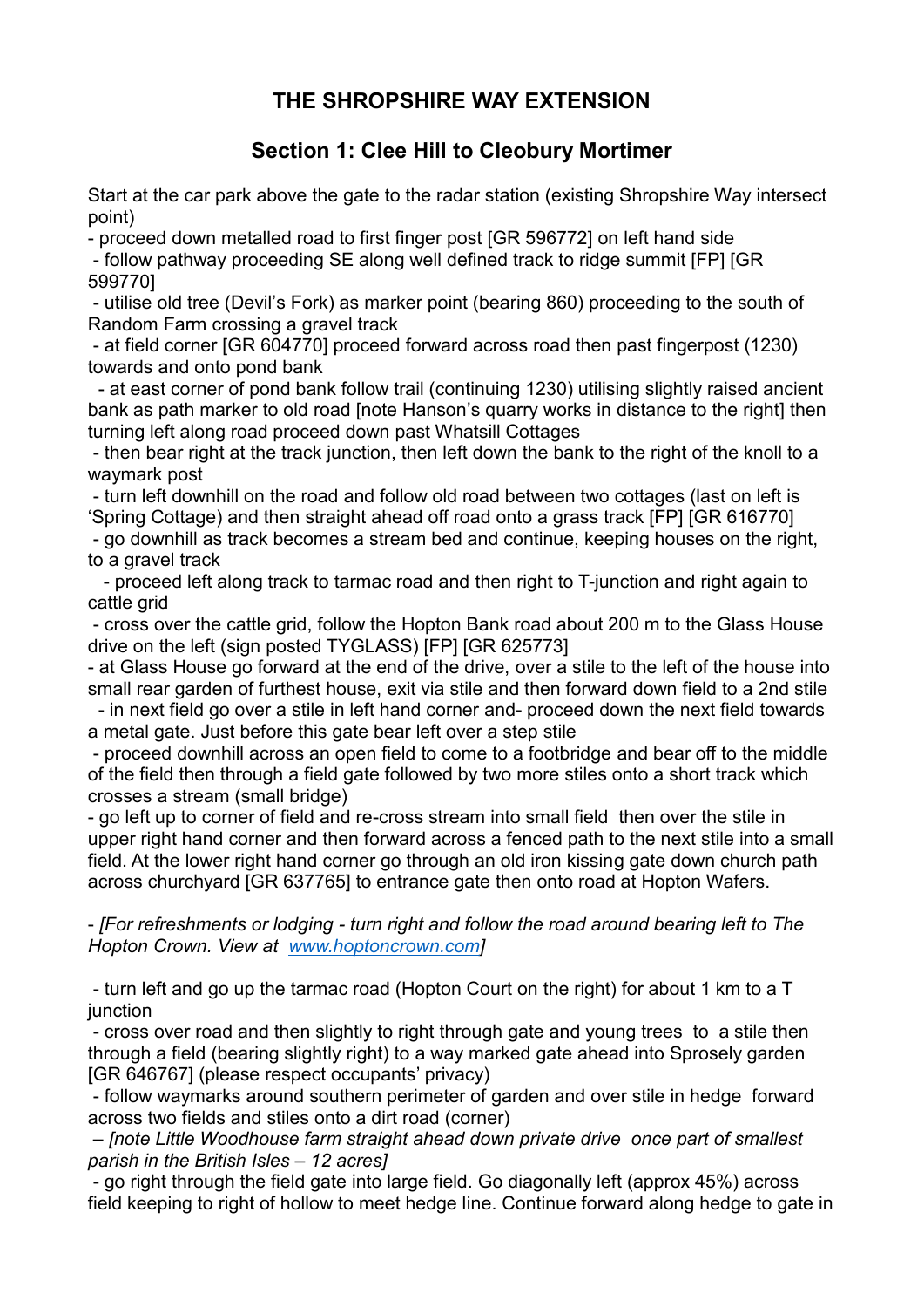# THE SHROPSHIRE WAY EXTENSION

## Section 1: Clee Hill to Cleobury Mortimer

Start at the car park above the gate to the radar station (existing Shropshire Way intersect point)

- proceed down metalled road to first finger post [GR 596772] on left hand side
- follow pathway proceeding SE along well defined track to ridge summit [FP] [GR 599770]
- utilise old tree (Devil's Fork) as marker point (bearing 860) proceeding to the south of Random Farm crossing a gravel track
- at field corner [GR 604770] proceed forward across road then past fingerpost (1230) towards and onto pond bank
- at east corner of pond bank follow trail (continuing 1230) utilising slightly raised ancient bank as path marker to old road [note Hanson's quarry works in distance to the right] then turning left along road proceed down past Whatsill Cottages
- then bear right at the track junction, then left down the bank to the right of the knoll to a waymark post
- turn left downhill on the road and follow old road between two cottages (last on left is 'Spring Cottage) and then straight ahead off road onto a grass track [FP] [GR 616770]
- go downhill as track becomes a stream bed and continue, keeping houses on the right, to a gravel track
- proceed left along track to tarmac road and then right to T-junction and right again to cattle grid
- cross over the cattle grid, follow the Hopton Bank road about 200 m to the Glass House drive on the left (sign posted TYGLASS) [FP] [GR 625773]
- at Glass House go forward at the end of the drive, over a stile to the left of the house into small rear garden of furthest house, exit via stile and then forward down field to a 2nd stile
- in next field go over a stile in left hand corner and- proceed down the next field towards a metal gate. Just before this gate bear left over a step stile
- proceed downhill across an open field to come to a footbridge and bear off to the middle of the field then through a field gate followed by two more stiles onto a short track which crosses a stream (small bridge)
- go left up to corner of field and re-cross stream into small field then over the stile in upper right hand corner and then forward across a fenced path to the next stile into a small field. At the lower right hand corner go through an old iron kissing gate down church path across churchyard [GR 637765] to entrance gate then onto road at Hopton Wafers.

- *[For refreshments or lodging - turn right and follow the road around bearing left to The Hopton Crown. View at [www.hoptoncrown.com](http://www.hoptoncrown.com)]*

- turn left and go up the tarmac road (Hopton Court on the right) for about 1 km to a T junction
- cross over road and then slightly to right through gate and young trees to a stile then through a field (bearing slightly right) to a way marked gate ahead into Sprosely garden [GR 646767] (please respect occupants' privacy)
- follow waymarks around southern perimeter of garden and over stile in hedge forward across two fields and stiles onto a dirt road (corner)
- *[note Little Woodhouse farm straight ahead down private drive once part of smallest parish in the British Isles – 12 acres]*
- go right through the field gate into large field. Go diagonally left (approx 45%) across field keeping to right of hollow to meet hedge line. Continue forward along hedge to gate in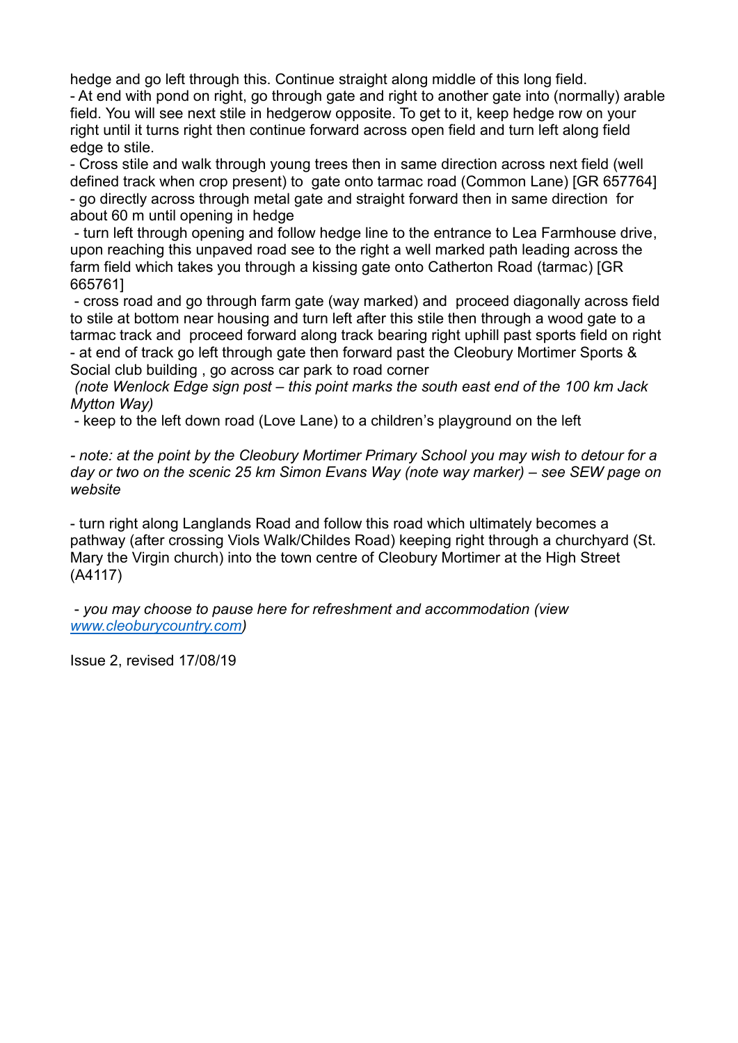hedge and go left through this. Continue straight along middle of this long field.

- At end with pond on right, go through gate and right to another gate into (normally) arable field. You will see next stile in hedgerow opposite. To get to it, keep hedge row on your right until it turns right then continue forward across open field and turn left along field edge to stile.
- Cross stile and walk through young trees then in same direction across next field (well defined track when crop present) to gate onto tarmac road (Common Lane) [GR 657764]
- go directly across through metal gate and straight forward then in same direction for about 60 m until opening in hedge
- turn left through opening and follow hedge line to the entrance to Lea Farmhouse drive, upon reaching this unpaved road see to the right a well marked path leading across the farm field which takes you through a kissing gate onto Catherton Road (tarmac) [GR 665761]
- cross road and go through farm gate (way marked) and proceed diagonally across field to stile at bottom near housing and turn left after this stile then through a wood gate to a tarmac track and proceed forward along track bearing right uphill past sports field on right
- at end of track go left through gate then forward past the Cleobury Mortimer Sports & Social club building , go across car park to road corner

*(note Wenlock Edge sign post – this point marks the south east end of the 100 km Jack Mytton Way)*

- keep to the left down road (Love Lane) to a children's playground on the left

*- note: at the point by the Cleobury Mortimer Primary School you may wish to detour for a day or two on the scenic 25 km Simon Evans Way (note way marker) – see SEW page on website*

- turn right along Langlands Road and follow this road which ultimately becomes a pathway (after crossing Viols Walk/Childes Road) keeping right through a churchyard (St. Mary the Virgin church) into the town centre of Cleobury Mortimer at the High Street (A4117)

*- you may choose to pause here for refreshment and accommodation (view [www.cleoburycountry.com](http://www.cleoburycountry.com))*

Issue 2, revised 17/08/19